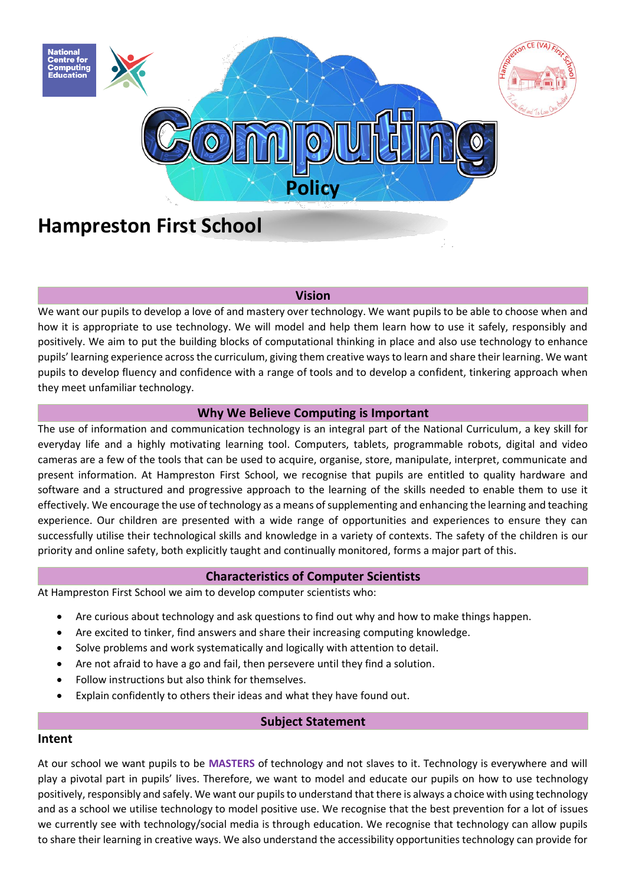# Computing Policy

## Hampreston First School

### Vision

We want our pupils to develop a love of and mastery over technology. We want pupils to be able to choose when and how it is appropriate to use technology. We will model and help them learn how to use it safely, responsibly and positively. We aim to put the building blocks of computational thinking in place and also use technology to enhance pupils' learning experience across the curriculum, giving them creative ways to learn and share their learning. We want pupils to develop fluency and confidence with a range of tools and to develop a confident, tinkering approach when they meet unfamiliar technology.

### Why We Believe Computing is Important

The use of information and communication technology is an integral part of the National Curriculum, a key skill for everyday life and a highly motivating learning tool. Computers, tablets, programmable robots, digital and video cameras are a few of the tools that can be used to acquire, organise, store, manipulate, interpret, communicate and present information. At Hampreston First School, we recognise that pupils are entitled to quality hardware and software and a structured and progressive approach to the learning of the skills needed to enable them to use it effectively. We encourage the use of technology as a means of supplementing and enhancing the learning and teaching experience. Our children are presented with a wide range of opportunities and experiences to ensure they can successfully utilise their technological skills and knowledge in a variety of contexts. The safety of the children is our priority and online safety, both explicitly taught and continually monitored, forms a major part of this.

### Characteristics of Computer Scientists

At Hampreston First School we aim to develop computer scientists who:

- Are curious about technology and ask questions to find out why and how to make things happen.
- Are excited to tinker, find answers and share their increasing computing knowledge.
- Solve problems and work systematically and logically with attention to detail.
- Are not afraid to have a go and fail, then persevere until they find a solution.
- Follow instructions but also think for themselves.
- Explain confidently to others their ideas and what they have found out.

### Subject Statement

#### Intent

At our school we want pupils to be **MASTERS** of technology and not slaves to it. Technology is everywhere and will play a pivotal part in pupils' lives. Therefore, we want to model and educate our pupils on how to use technology positively, responsibly and safely. We want our pupils to understand that there is always a choice with using technology and as a school we utilise technology to model positive use. We recognise that the best prevention for a lot of issues we currently see with technology/social media is through education. We recognise that technology can allow pupils to share their learning in creative ways. We also understand the accessibility opportunities technology can provide for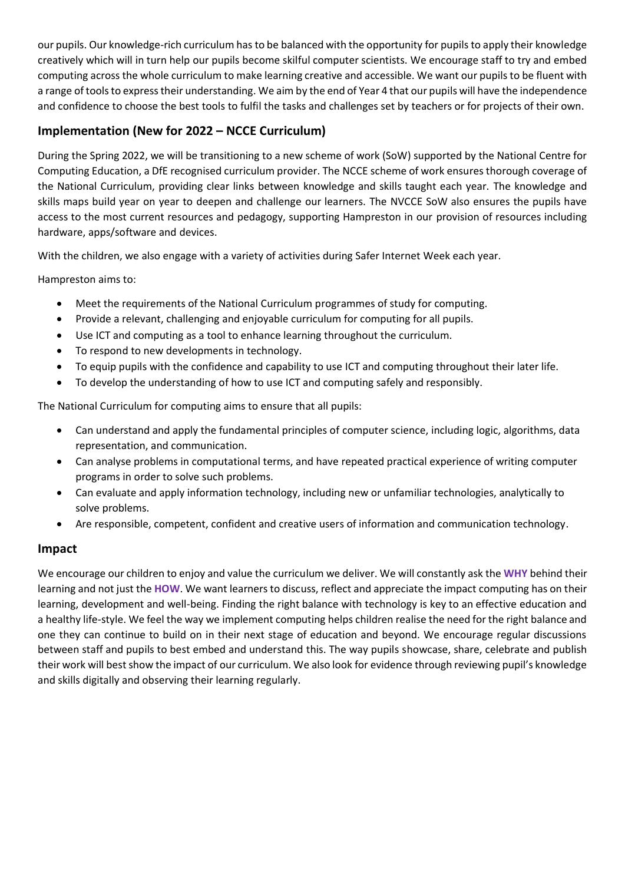our pupils. Our knowledge-rich curriculum has to be balanced with the opportunity for pupils to apply their knowledge creatively which will in turn help our pupils become skilful computer scientists. We encourage staff to try and embed computing across the whole curriculum to make learning creative and accessible. We want our pupils to be fluent with a range of tools to express their understanding. We aim by the end of Year 4 that our pupils will have the independence and confidence to choose the best tools to fulfil the tasks and challenges set by teachers or for projects of their own.

## Implementation (New for 2022 – NCCE Curriculum)

During the Spring 2022, we will be transitioning to a new scheme of work (SoW) supported by the National Centre for Computing Education, a DfE recognised curriculum provider. The NCCE scheme of work ensures thorough coverage of the National Curriculum, providing clear links between knowledge and skills taught each year. The knowledge and skills maps build year on year to deepen and challenge our learners. The NVCCE SoW also ensures the pupils have access to the most current resources and pedagogy, supporting Hampreston in our provision of resources including hardware, apps/software and devices.

With the children, we also engage with a variety of activities during Safer Internet Week each year.

Hampreston aims to:

- Meet the requirements of the National Curriculum programmes of study for computing.
- Provide a relevant, challenging and enjoyable curriculum for computing for all pupils.
- Use ICT and computing as a tool to enhance learning throughout the curriculum.
- To respond to new developments in technology.
- To equip pupils with the confidence and capability to use ICT and computing throughout their later life.
- To develop the understanding of how to use ICT and computing safely and responsibly.

The National Curriculum for computing aims to ensure that all pupils:

- Can understand and apply the fundamental principles of computer science, including logic, algorithms, data representation, and communication.
- Can analyse problems in computational terms, and have repeated practical experience of writing computer programs in order to solve such problems.
- Can evaluate and apply information technology, including new or unfamiliar technologies, analytically to solve problems.
- Are responsible, competent, confident and creative users of information and communication technology.

## Impact

We encourage our children to enjoy and value the curriculum we deliver. We will constantly ask the **WHY** behind their learning and not just the **HOW**. We want learners to discuss, reflect and appreciate the impact computing has on their learning, development and well-being. Finding the right balance with technology is key to an effective education and a healthy life-style. We feel the way we implement computing helps children realise the need for the right balance and one they can continue to build on in their next stage of education and beyond. We encourage regular discussions between staff and pupils to best embed and understand this. The way pupils showcase, share, celebrate and publish their work will best show the impact of our curriculum. We also look for evidence through reviewing pupil's knowledge and skills digitally and observing their learning regularly.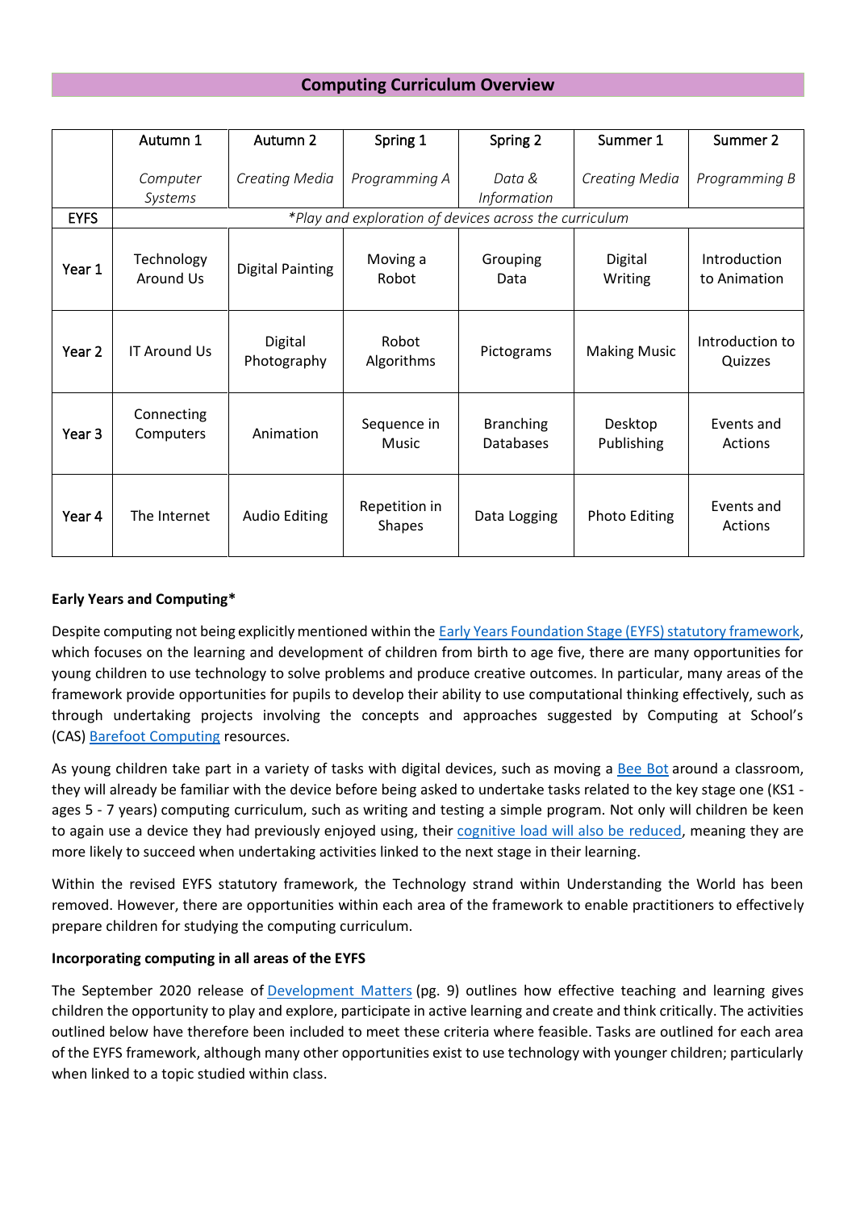## Computing Curriculum Overview

| | Autumn 1<br><br>*Computer Systems* | Autumn 2<br><br>*Creating Media* | Spring 1<br><br>*Programming A* | Spring 2<br><br>*Data & Information* | Summer 1<br><br>*Creating Media* | Summer 2<br><br>*Programming B* |
|---|---|---|---|---|---|---|
| EYFS | *\*Play and exploration of devices across the curriculum* | | | | | |
| Year 1 | Technology Around Us | Digital Painting | Moving a Robot | Grouping Data | Digital Writing | Introduction to Animation |
| Year 2 | IT Around Us | Digital Photography | Robot Algorithms | Pictograms | Making Music | Introduction to Quizzes |
| Year 3 | Connecting Computers | Animation | Sequence in Music | Branching Databases | Desktop Publishing | Events and Actions |
| Year 4 | The Internet | Audio Editing | Repetition in Shapes | Data Logging | Photo Editing | Events and Actions |

**Early Years and Computing***

Despite computing not being explicitly mentioned within the Early Years Foundation Stage (EYFS) statutory framework, which focuses on the learning and development of children from birth to age five, there are many opportunities for young children to use technology to solve problems and produce creative outcomes. In particular, many areas of the framework provide opportunities for pupils to develop their ability to use computational thinking effectively, such as through undertaking projects involving the concepts and approaches suggested by Computing at School's (CAS) Barefoot Computing resources.

As young children take part in a variety of tasks with digital devices, such as moving a Bee Bot around a classroom, they will already be familiar with the device before being asked to undertake tasks related to the key stage one (KS1 - ages 5 - 7 years) computing curriculum, such as writing and testing a simple program. Not only will children be keen to again use a device they had previously enjoyed using, their cognitive load will also be reduced, meaning they are more likely to succeed when undertaking activities linked to the next stage in their learning.

Within the revised EYFS statutory framework, the Technology strand within Understanding the World has been removed. However, there are opportunities within each area of the framework to enable practitioners to effectively prepare children for studying the computing curriculum.

**Incorporating computing in all areas of the EYFS**

The September 2020 release of Development Matters (pg. 9) outlines how effective teaching and learning gives children the opportunity to play and explore, participate in active learning and create and think critically. The activities outlined below have therefore been included to meet these criteria where feasible. Tasks are outlined for each area of the EYFS framework, although many other opportunities exist to use technology with younger children; particularly when linked to a topic studied within class.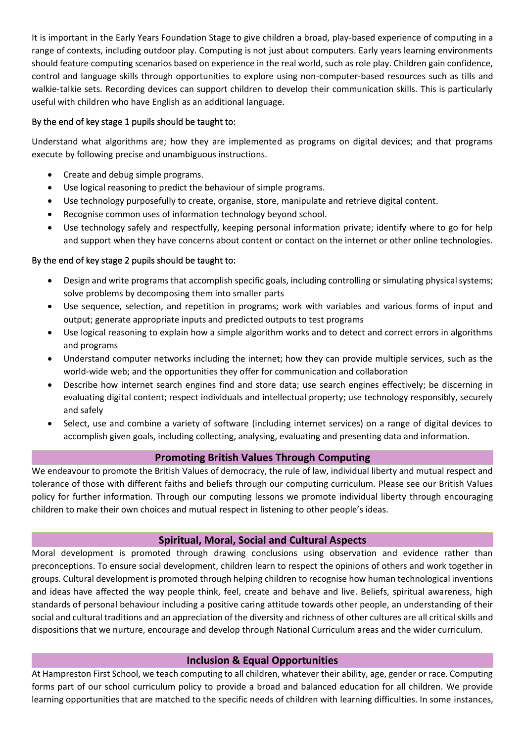It is important in the Early Years Foundation Stage to give children a broad, play-based experience of computing in a range of contexts, including outdoor play. Computing is not just about computers. Early years learning environments should feature computing scenarios based on experience in the real world, such as role play. Children gain confidence, control and language skills through opportunities to explore using non-computer-based resources such as tills and walkie-talkie sets. Recording devices can support children to develop their communication skills. This is particularly useful with children who have English as an additional language.

By the end of key stage 1 pupils should be taught to:

Understand what algorithms are; how they are implemented as programs on digital devices; and that programs execute by following precise and unambiguous instructions.

- Create and debug simple programs.
- Use logical reasoning to predict the behaviour of simple programs.
- Use technology purposefully to create, organise, store, manipulate and retrieve digital content.
- Recognise common uses of information technology beyond school.
- Use technology safely and respectfully, keeping personal information private; identify where to go for help and support when they have concerns about content or contact on the internet or other online technologies.

By the end of key stage 2 pupils should be taught to:

- Design and write programs that accomplish specific goals, including controlling or simulating physical systems; solve problems by decomposing them into smaller parts
- Use sequence, selection, and repetition in programs; work with variables and various forms of input and output; generate appropriate inputs and predicted outputs to test programs
- Use logical reasoning to explain how a simple algorithm works and to detect and correct errors in algorithms and programs
- Understand computer networks including the internet; how they can provide multiple services, such as the world-wide web; and the opportunities they offer for communication and collaboration
- Describe how internet search engines find and store data; use search engines effectively; be discerning in evaluating digital content; respect individuals and intellectual property; use technology responsibly, securely and safely
- Select, use and combine a variety of software (including internet services) on a range of digital devices to accomplish given goals, including collecting, analysing, evaluating and presenting data and information.

## Promoting British Values Through Computing

We endeavour to promote the British Values of democracy, the rule of law, individual liberty and mutual respect and tolerance of those with different faiths and beliefs through our computing curriculum. Please see our British Values policy for further information. Through our computing lessons we promote individual liberty through encouraging children to make their own choices and mutual respect in listening to other people's ideas.

## Spiritual, Moral, Social and Cultural Aspects

Moral development is promoted through drawing conclusions using observation and evidence rather than preconceptions. To ensure social development, children learn to respect the opinions of others and work together in groups. Cultural development is promoted through helping children to recognise how human technological inventions and ideas have affected the way people think, feel, create and behave and live. Beliefs, spiritual awareness, high standards of personal behaviour including a positive caring attitude towards other people, an understanding of their social and cultural traditions and an appreciation of the diversity and richness of other cultures are all critical skills and dispositions that we nurture, encourage and develop through National Curriculum areas and the wider curriculum.

## Inclusion & Equal Opportunities

At Hampreston First School, we teach computing to all children, whatever their ability, age, gender or race. Computing forms part of our school curriculum policy to provide a broad and balanced education for all children. We provide learning opportunities that are matched to the specific needs of children with learning difficulties. In some instances,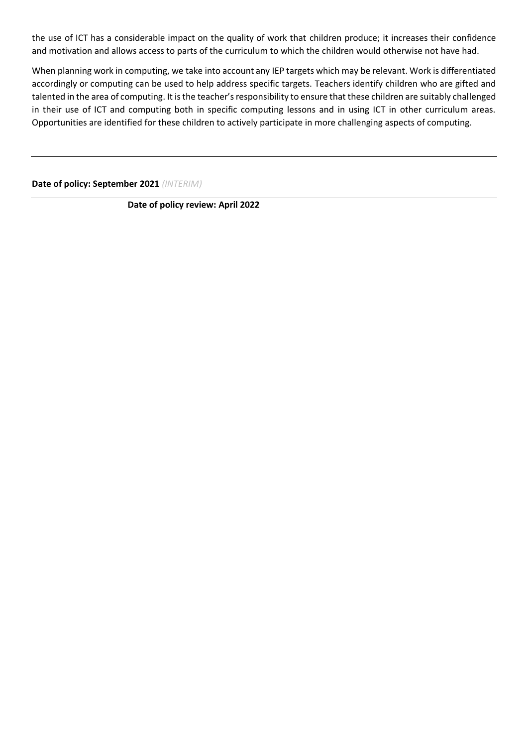the use of ICT has a considerable impact on the quality of work that children produce; it increases their confidence and motivation and allows access to parts of the curriculum to which the children would otherwise not have had.

When planning work in computing, we take into account any IEP targets which may be relevant. Work is differentiated accordingly or computing can be used to help address specific targets. Teachers identify children who are gifted and talented in the area of computing. It is the teacher's responsibility to ensure that these children are suitably challenged in their use of ICT and computing both in specific computing lessons and in using ICT in other curriculum areas. Opportunities are identified for these children to actively participate in more challenging aspects of computing.

---

**Date of policy: September 2021** *(INTERIM)*

---

**Date of policy review: April 2022**